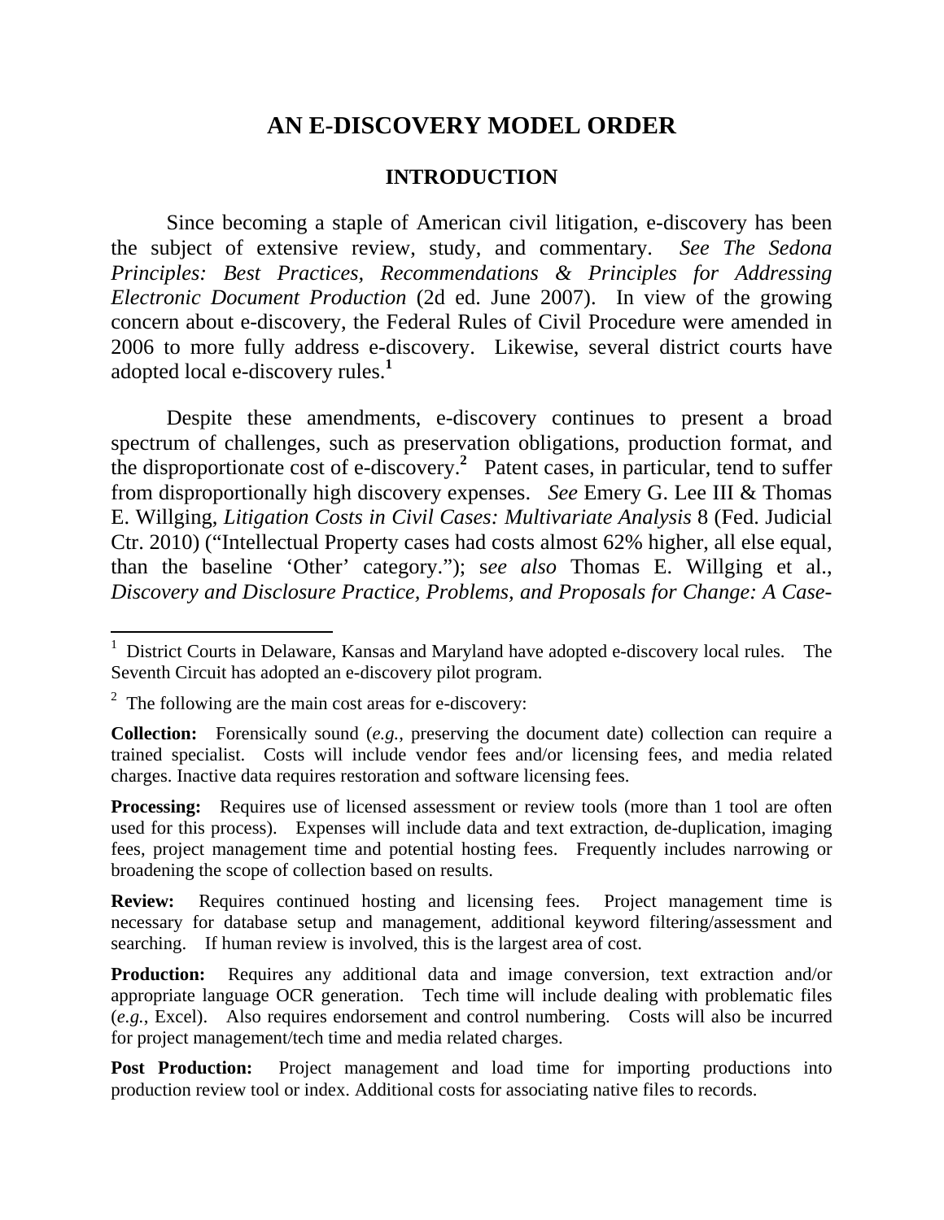# AN E-DISCOVERY MODEL ORDER

## INTRODUCTION

Since becoming a staple of American civil litigation, e-discovery has been the subject of extensive review, study, and commentary. *See The Sedona Principles: Best Practices, Recommendations & Principles for Addressing Electronic Document Production* (2d ed. June 2007). In view of the growing concern about e-discovery, the Federal Rules of Civil Procedure were amended in 2006 to more fully address e-discovery. Likewise, several district courts have adopted local e-discovery rules.[1]

Despite these amendments, e-discovery continues to present a broad spectrum of challenges, such as preservation obligations, production format, and the disproportionate cost of e-discovery.[2] Patent cases, in particular, tend to suffer from disproportionally high discovery expenses. *See* Emery G. Lee III & Thomas E. Willging, *Litigation Costs in Civil Cases: Multivariate Analysis* 8 (Fed. Judicial Ctr. 2010) ("Intellectual Property cases had costs almost 62% higher, all else equal, than the baseline 'Other' category."); s*ee also* Thomas E. Willging et al., *Discovery and Disclosure Practice, Problems, and Proposals for Change: A Case-*

---

[1] District Courts in Delaware, Kansas and Maryland have adopted e-discovery local rules. The Seventh Circuit has adopted an e-discovery pilot program.

[2] The following are the main cost areas for e-discovery:

**Collection:** Forensically sound (*e.g.*, preserving the document date) collection can require a trained specialist. Costs will include vendor fees and/or licensing fees, and media related charges. Inactive data requires restoration and software licensing fees.

**Processing:** Requires use of licensed assessment or review tools (more than 1 tool are often used for this process). Expenses will include data and text extraction, de-duplication, imaging fees, project management time and potential hosting fees. Frequently includes narrowing or broadening the scope of collection based on results.

**Review:** Requires continued hosting and licensing fees. Project management time is necessary for database setup and management, additional keyword filtering/assessment and searching. If human review is involved, this is the largest area of cost.

**Production:** Requires any additional data and image conversion, text extraction and/or appropriate language OCR generation. Tech time will include dealing with problematic files (*e.g.*, Excel). Also requires endorsement and control numbering. Costs will also be incurred for project management/tech time and media related charges.

**Post Production:** Project management and load time for importing productions into production review tool or index. Additional costs for associating native files to records.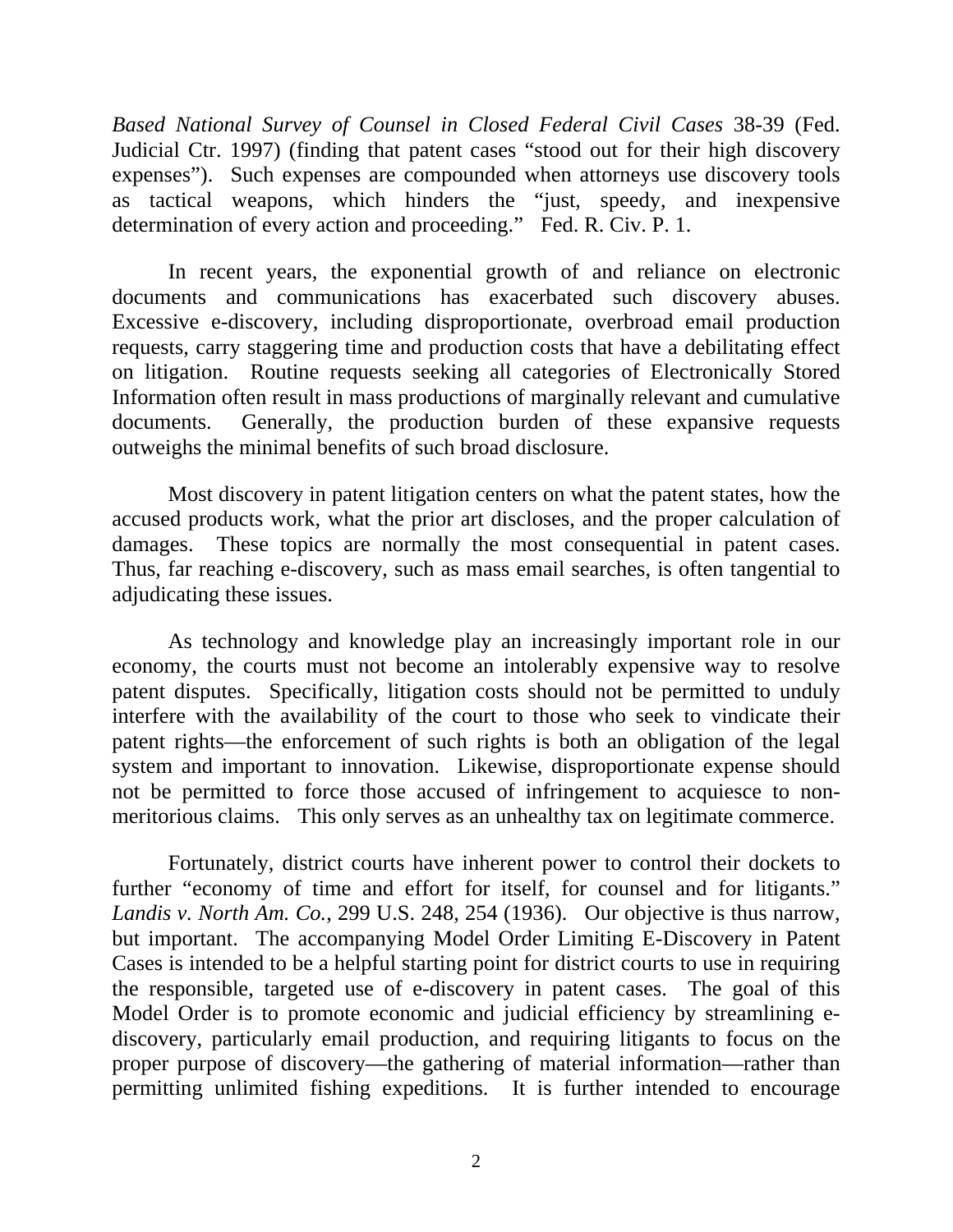*Based National Survey of Counsel in Closed Federal Civil Cases* 38-39 (Fed. Judicial Ctr. 1997) (finding that patent cases "stood out for their high discovery expenses"). Such expenses are compounded when attorneys use discovery tools as tactical weapons, which hinders the "just, speedy, and inexpensive determination of every action and proceeding." Fed. R. Civ. P. 1.

In recent years, the exponential growth of and reliance on electronic documents and communications has exacerbated such discovery abuses. Excessive e-discovery, including disproportionate, overbroad email production requests, carry staggering time and production costs that have a debilitating effect on litigation. Routine requests seeking all categories of Electronically Stored Information often result in mass productions of marginally relevant and cumulative documents. Generally, the production burden of these expansive requests outweighs the minimal benefits of such broad disclosure.

Most discovery in patent litigation centers on what the patent states, how the accused products work, what the prior art discloses, and the proper calculation of damages. These topics are normally the most consequential in patent cases. Thus, far reaching e-discovery, such as mass email searches, is often tangential to adjudicating these issues.

As technology and knowledge play an increasingly important role in our economy, the courts must not become an intolerably expensive way to resolve patent disputes. Specifically, litigation costs should not be permitted to unduly interfere with the availability of the court to those who seek to vindicate their patent rights—the enforcement of such rights is both an obligation of the legal system and important to innovation. Likewise, disproportionate expense should not be permitted to force those accused of infringement to acquiesce to non-meritorious claims. This only serves as an unhealthy tax on legitimate commerce.

Fortunately, district courts have inherent power to control their dockets to further "economy of time and effort for itself, for counsel and for litigants." *Landis v. North Am. Co.*, 299 U.S. 248, 254 (1936). Our objective is thus narrow, but important. The accompanying Model Order Limiting E-Discovery in Patent Cases is intended to be a helpful starting point for district courts to use in requiring the responsible, targeted use of e-discovery in patent cases. The goal of this Model Order is to promote economic and judicial efficiency by streamlining e-discovery, particularly email production, and requiring litigants to focus on the proper purpose of discovery—the gathering of material information—rather than permitting unlimited fishing expeditions. It is further intended to encourage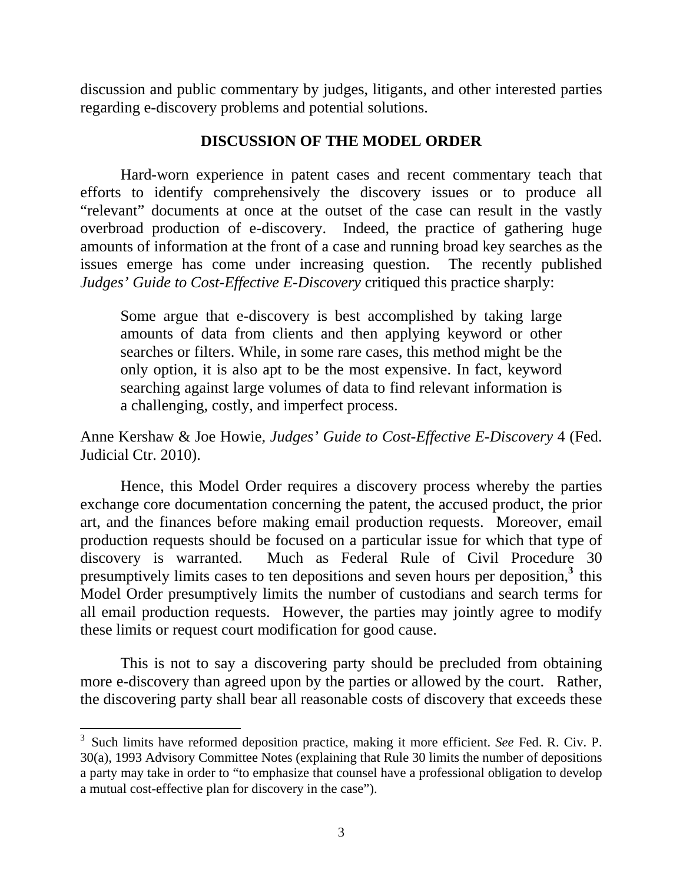discussion and public commentary by judges, litigants, and other interested parties regarding e-discovery problems and potential solutions.

## DISCUSSION OF THE MODEL ORDER

Hard-worn experience in patent cases and recent commentary teach that efforts to identify comprehensively the discovery issues or to produce all "relevant" documents at once at the outset of the case can result in the vastly overbroad production of e-discovery. Indeed, the practice of gathering huge amounts of information at the front of a case and running broad key searches as the issues emerge has come under increasing question. The recently published *Judges' Guide to Cost-Effective E-Discovery* critiqued this practice sharply:

> Some argue that e-discovery is best accomplished by taking large amounts of data from clients and then applying keyword or other searches or filters. While, in some rare cases, this method might be the only option, it is also apt to be the most expensive. In fact, keyword searching against large volumes of data to find relevant information is a challenging, costly, and imperfect process.

Anne Kershaw & Joe Howie, *Judges' Guide to Cost-Effective E-Discovery* 4 (Fed. Judicial Ctr. 2010).

Hence, this Model Order requires a discovery process whereby the parties exchange core documentation concerning the patent, the accused product, the prior art, and the finances before making email production requests. Moreover, email production requests should be focused on a particular issue for which that type of discovery is warranted. Much as Federal Rule of Civil Procedure 30 presumptively limits cases to ten depositions and seven hours per deposition,[3] this Model Order presumptively limits the number of custodians and search terms for all email production requests. However, the parties may jointly agree to modify these limits or request court modification for good cause.

This is not to say a discovering party should be precluded from obtaining more e-discovery than agreed upon by the parties or allowed by the court. Rather, the discovering party shall bear all reasonable costs of discovery that exceeds these

---

[3] Such limits have reformed deposition practice, making it more efficient. *See* Fed. R. Civ. P. 30(a), 1993 Advisory Committee Notes (explaining that Rule 30 limits the number of depositions a party may take in order to "to emphasize that counsel have a professional obligation to develop a mutual cost-effective plan for discovery in the case").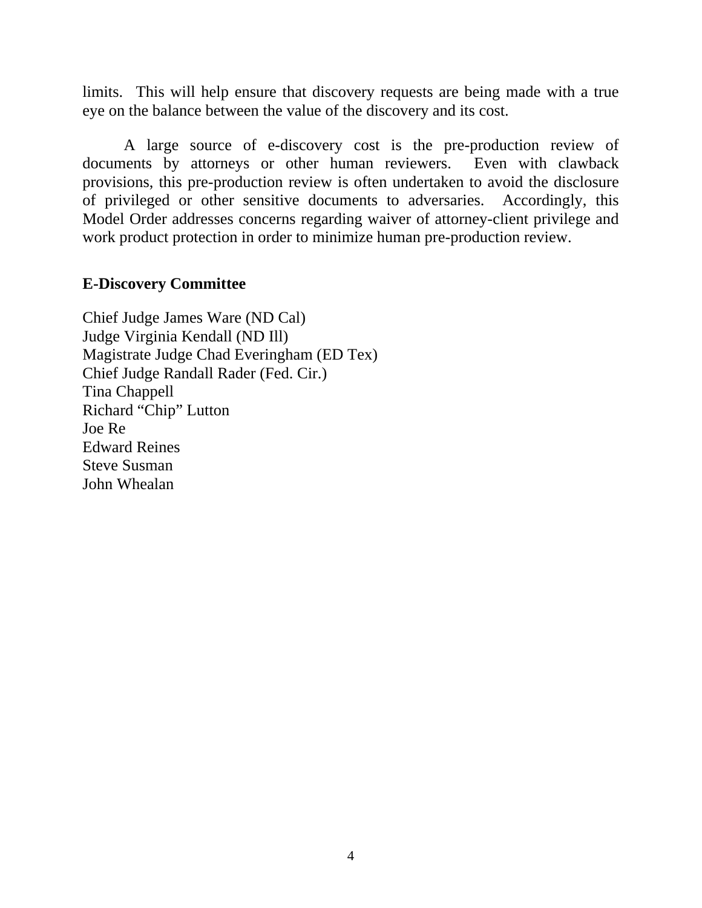limits. This will help ensure that discovery requests are being made with a true eye on the balance between the value of the discovery and its cost.

A large source of e-discovery cost is the pre-production review of documents by attorneys or other human reviewers. Even with clawback provisions, this pre-production review is often undertaken to avoid the disclosure of privileged or other sensitive documents to adversaries. Accordingly, this Model Order addresses concerns regarding waiver of attorney-client privilege and work product protection in order to minimize human pre-production review.

**E-Discovery Committee**

Chief Judge James Ware (ND Cal)
Judge Virginia Kendall (ND Ill)
Magistrate Judge Chad Everingham (ED Tex)
Chief Judge Randall Rader (Fed. Cir.)
Tina Chappell
Richard “Chip” Lutton
Joe Re
Edward Reines
Steve Susman
John Whealan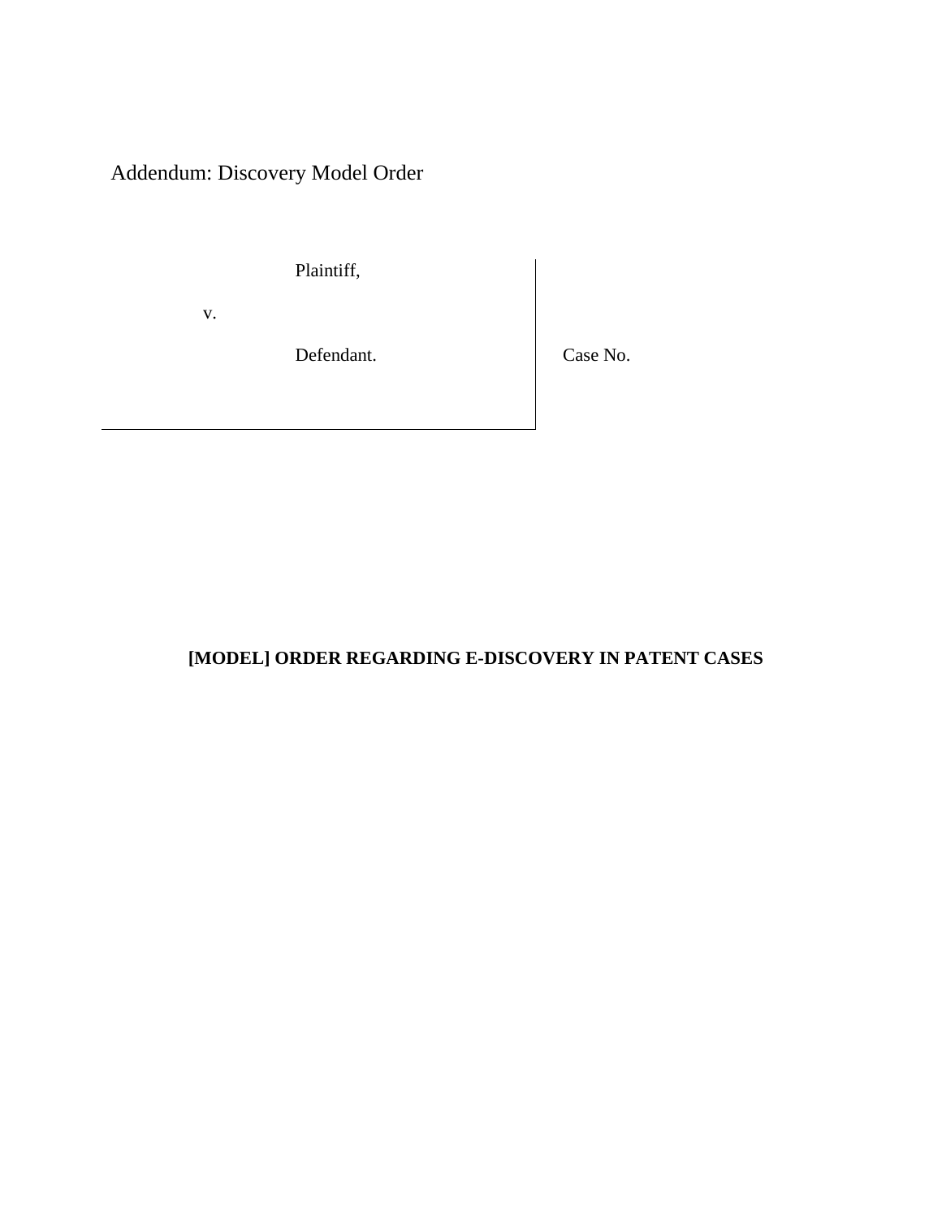Addendum: Discovery Model Order

| Plaintiff, | |
|---|---|
| v. | |
| Defendant. | Case No. |

**[MODEL] ORDER REGARDING E-DISCOVERY IN PATENT CASES**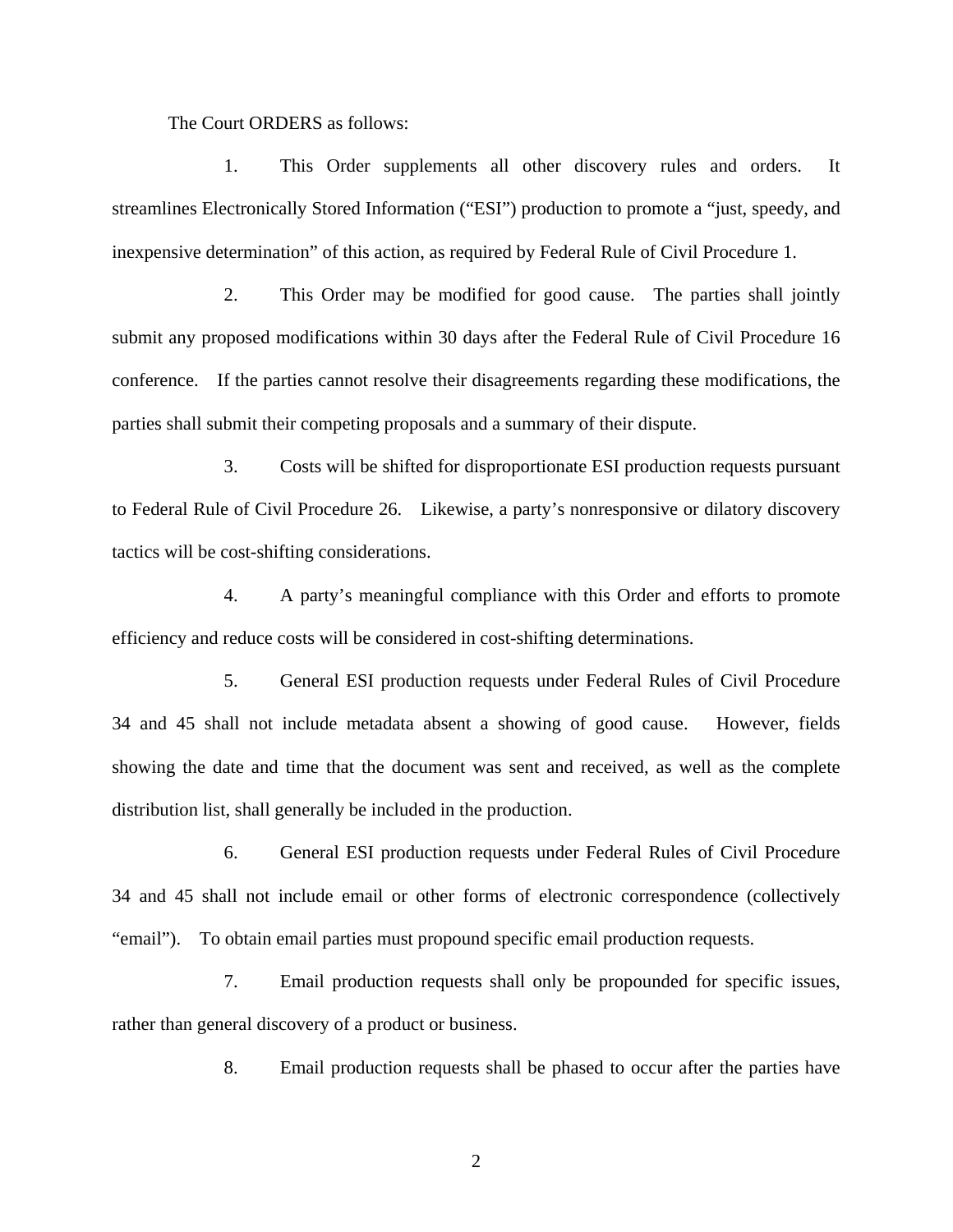The Court ORDERS as follows:

1. This Order supplements all other discovery rules and orders. It streamlines Electronically Stored Information ("ESI") production to promote a "just, speedy, and inexpensive determination" of this action, as required by Federal Rule of Civil Procedure 1.

2. This Order may be modified for good cause. The parties shall jointly submit any proposed modifications within 30 days after the Federal Rule of Civil Procedure 16 conference. If the parties cannot resolve their disagreements regarding these modifications, the parties shall submit their competing proposals and a summary of their dispute.

3. Costs will be shifted for disproportionate ESI production requests pursuant to Federal Rule of Civil Procedure 26. Likewise, a party's nonresponsive or dilatory discovery tactics will be cost-shifting considerations.

4. A party's meaningful compliance with this Order and efforts to promote efficiency and reduce costs will be considered in cost-shifting determinations.

5. General ESI production requests under Federal Rules of Civil Procedure 34 and 45 shall not include metadata absent a showing of good cause. However, fields showing the date and time that the document was sent and received, as well as the complete distribution list, shall generally be included in the production.

6. General ESI production requests under Federal Rules of Civil Procedure 34 and 45 shall not include email or other forms of electronic correspondence (collectively "email"). To obtain email parties must propound specific email production requests.

7. Email production requests shall only be propounded for specific issues, rather than general discovery of a product or business.

8. Email production requests shall be phased to occur after the parties have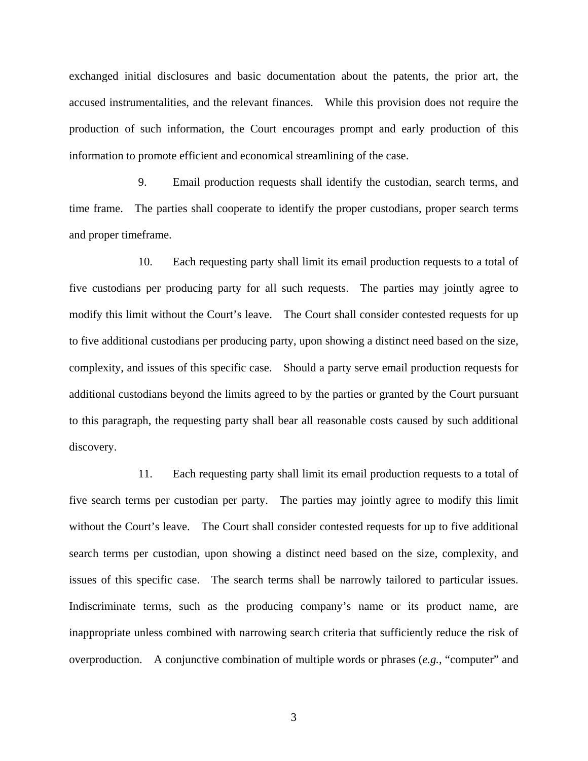exchanged initial disclosures and basic documentation about the patents, the prior art, the accused instrumentalities, and the relevant finances. While this provision does not require the production of such information, the Court encourages prompt and early production of this information to promote efficient and economical streamlining of the case.

9. Email production requests shall identify the custodian, search terms, and time frame. The parties shall cooperate to identify the proper custodians, proper search terms and proper timeframe.

10. Each requesting party shall limit its email production requests to a total of five custodians per producing party for all such requests. The parties may jointly agree to modify this limit without the Court's leave. The Court shall consider contested requests for up to five additional custodians per producing party, upon showing a distinct need based on the size, complexity, and issues of this specific case. Should a party serve email production requests for additional custodians beyond the limits agreed to by the parties or granted by the Court pursuant to this paragraph, the requesting party shall bear all reasonable costs caused by such additional discovery.

11. Each requesting party shall limit its email production requests to a total of five search terms per custodian per party. The parties may jointly agree to modify this limit without the Court's leave. The Court shall consider contested requests for up to five additional search terms per custodian, upon showing a distinct need based on the size, complexity, and issues of this specific case. The search terms shall be narrowly tailored to particular issues. Indiscriminate terms, such as the producing company's name or its product name, are inappropriate unless combined with narrowing search criteria that sufficiently reduce the risk of overproduction. A conjunctive combination of multiple words or phrases (*e.g.*, "computer" and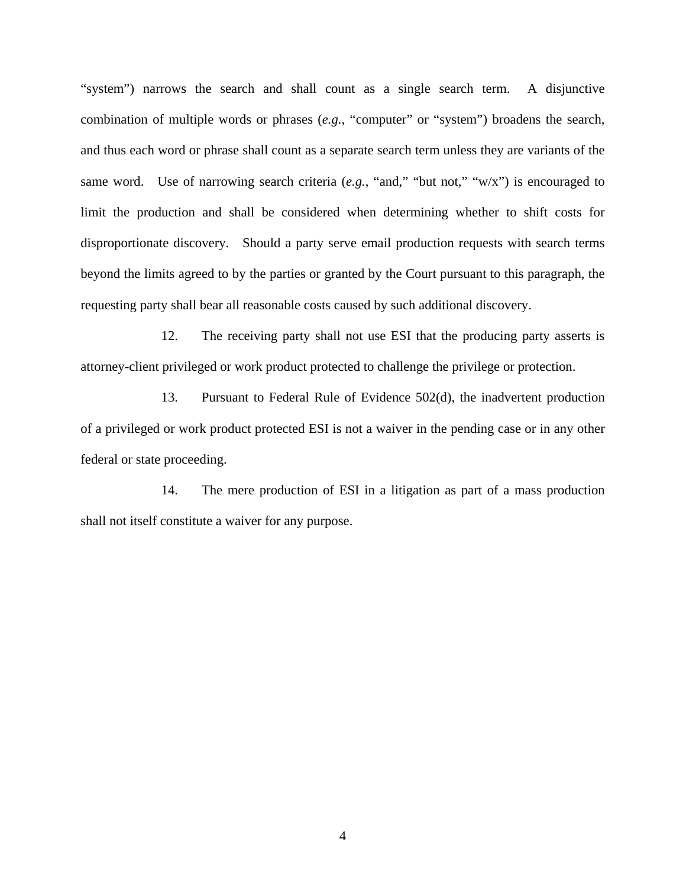"system") narrows the search and shall count as a single search term. A disjunctive combination of multiple words or phrases (*e.g.*, "computer" or "system") broadens the search, and thus each word or phrase shall count as a separate search term unless they are variants of the same word. Use of narrowing search criteria (*e.g.*, "and," "but not," "w/x") is encouraged to limit the production and shall be considered when determining whether to shift costs for disproportionate discovery. Should a party serve email production requests with search terms beyond the limits agreed to by the parties or granted by the Court pursuant to this paragraph, the requesting party shall bear all reasonable costs caused by such additional discovery.

12. The receiving party shall not use ESI that the producing party asserts is attorney-client privileged or work product protected to challenge the privilege or protection.

13. Pursuant to Federal Rule of Evidence 502(d), the inadvertent production of a privileged or work product protected ESI is not a waiver in the pending case or in any other federal or state proceeding.

14. The mere production of ESI in a litigation as part of a mass production shall not itself constitute a waiver for any purpose.